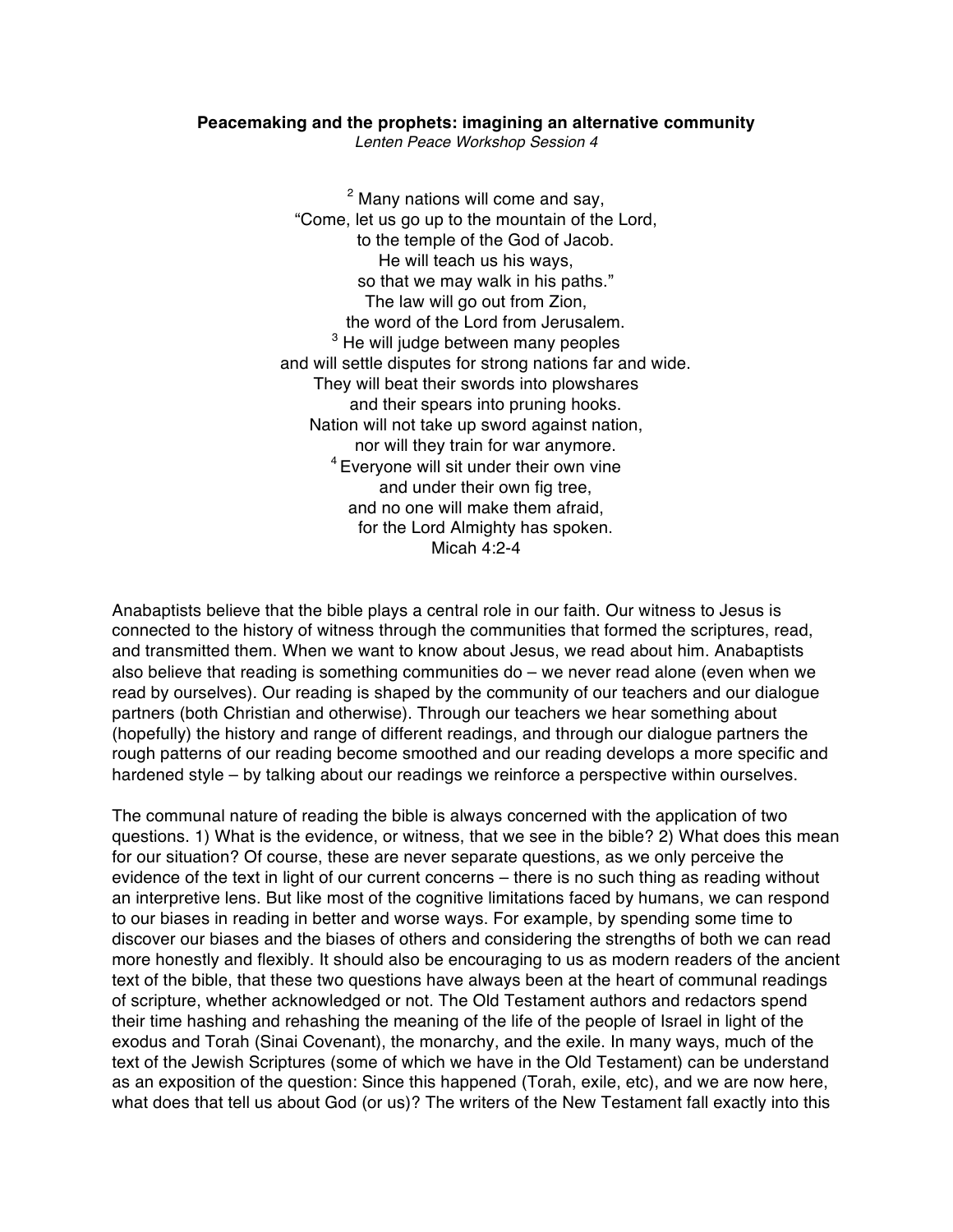**Peacemaking and the prophets: imagining an alternative community**

*Lenten Peace Workshop Session 4*

> [2] Many nations will come and say,
> "Come, let us go up to the mountain of the Lord,
> to the temple of the God of Jacob.
> He will teach us his ways,
> so that we may walk in his paths."
> The law will go out from Zion,
> the word of the Lord from Jerusalem.
> [3] He will judge between many peoples
> and will settle disputes for strong nations far and wide.
> They will beat their swords into plowshares
> and their spears into pruning hooks.
> Nation will not take up sword against nation,
> nor will they train for war anymore.
> [4] Everyone will sit under their own vine
> and under their own fig tree,
> and no one will make them afraid,
> for the Lord Almighty has spoken.
> Micah 4:2-4

Anabaptists believe that the bible plays a central role in our faith. Our witness to Jesus is connected to the history of witness through the communities that formed the scriptures, read, and transmitted them. When we want to know about Jesus, we read about him. Anabaptists also believe that reading is something communities do – we never read alone (even when we read by ourselves). Our reading is shaped by the community of our teachers and our dialogue partners (both Christian and otherwise). Through our teachers we hear something about (hopefully) the history and range of different readings, and through our dialogue partners the rough patterns of our reading become smoothed and our reading develops a more specific and hardened style – by talking about our readings we reinforce a perspective within ourselves.

The communal nature of reading the bible is always concerned with the application of two questions. 1) What is the evidence, or witness, that we see in the bible? 2) What does this mean for our situation? Of course, these are never separate questions, as we only perceive the evidence of the text in light of our current concerns – there is no such thing as reading without an interpretive lens. But like most of the cognitive limitations faced by humans, we can respond to our biases in reading in better and worse ways. For example, by spending some time to discover our biases and the biases of others and considering the strengths of both we can read more honestly and flexibly. It should also be encouraging to us as modern readers of the ancient text of the bible, that these two questions have always been at the heart of communal readings of scripture, whether acknowledged or not. The Old Testament authors and redactors spend their time hashing and rehashing the meaning of the life of the people of Israel in light of the exodus and Torah (Sinai Covenant), the monarchy, and the exile. In many ways, much of the text of the Jewish Scriptures (some of which we have in the Old Testament) can be understand as an exposition of the question: Since this happened (Torah, exile, etc), and we are now here, what does that tell us about God (or us)? The writers of the New Testament fall exactly into this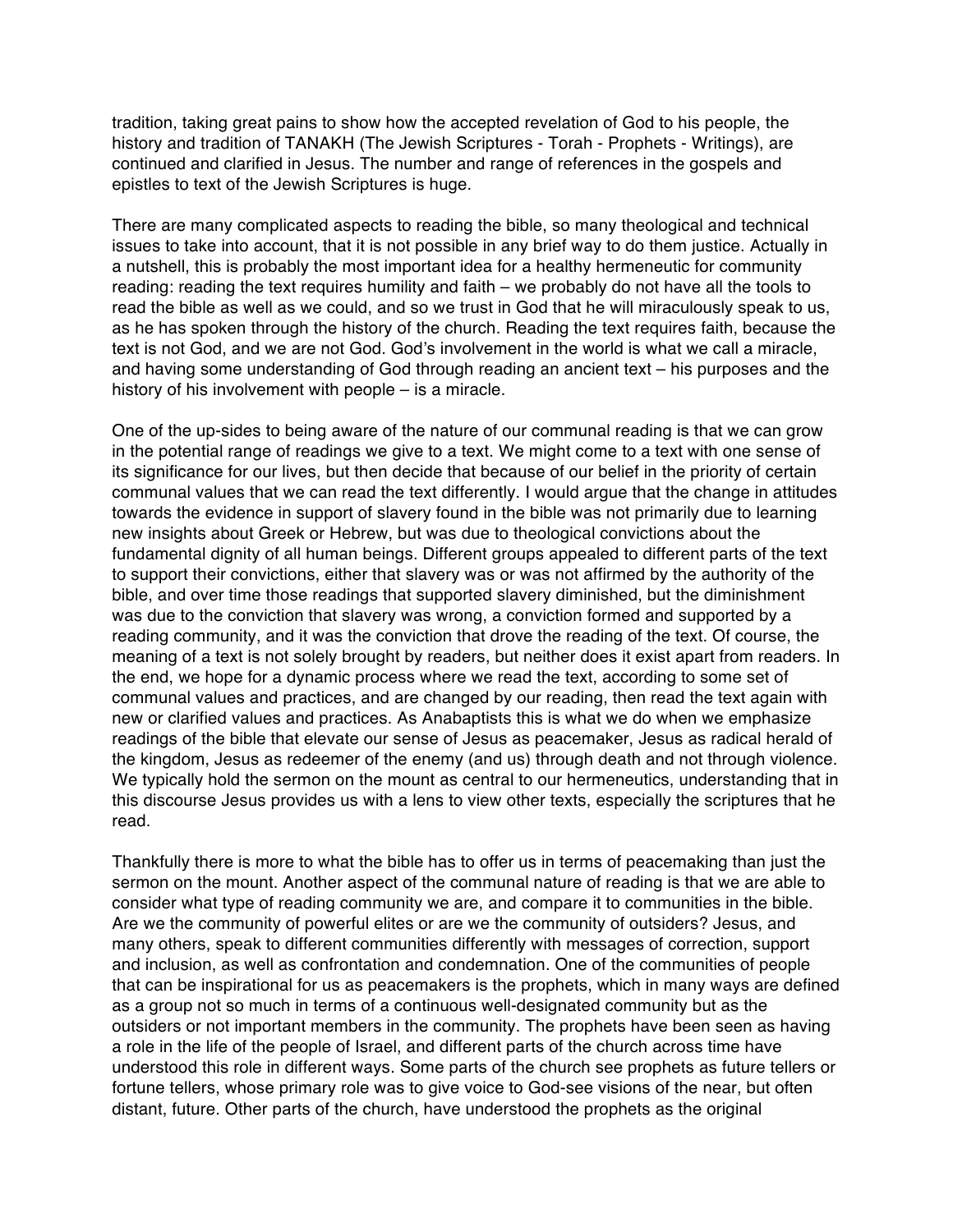tradition, taking great pains to show how the accepted revelation of God to his people, the history and tradition of TANAKH (The Jewish Scriptures - Torah - Prophets - Writings), are continued and clarified in Jesus. The number and range of references in the gospels and epistles to text of the Jewish Scriptures is huge.

There are many complicated aspects to reading the bible, so many theological and technical issues to take into account, that it is not possible in any brief way to do them justice. Actually in a nutshell, this is probably the most important idea for a healthy hermeneutic for community reading: reading the text requires humility and faith – we probably do not have all the tools to read the bible as well as we could, and so we trust in God that he will miraculously speak to us, as he has spoken through the history of the church. Reading the text requires faith, because the text is not God, and we are not God. God's involvement in the world is what we call a miracle, and having some understanding of God through reading an ancient text – his purposes and the history of his involvement with people – is a miracle.

One of the up-sides to being aware of the nature of our communal reading is that we can grow in the potential range of readings we give to a text. We might come to a text with one sense of its significance for our lives, but then decide that because of our belief in the priority of certain communal values that we can read the text differently. I would argue that the change in attitudes towards the evidence in support of slavery found in the bible was not primarily due to learning new insights about Greek or Hebrew, but was due to theological convictions about the fundamental dignity of all human beings. Different groups appealed to different parts of the text to support their convictions, either that slavery was or was not affirmed by the authority of the bible, and over time those readings that supported slavery diminished, but the diminishment was due to the conviction that slavery was wrong, a conviction formed and supported by a reading community, and it was the conviction that drove the reading of the text. Of course, the meaning of a text is not solely brought by readers, but neither does it exist apart from readers. In the end, we hope for a dynamic process where we read the text, according to some set of communal values and practices, and are changed by our reading, then read the text again with new or clarified values and practices. As Anabaptists this is what we do when we emphasize readings of the bible that elevate our sense of Jesus as peacemaker, Jesus as radical herald of the kingdom, Jesus as redeemer of the enemy (and us) through death and not through violence. We typically hold the sermon on the mount as central to our hermeneutics, understanding that in this discourse Jesus provides us with a lens to view other texts, especially the scriptures that he read.

Thankfully there is more to what the bible has to offer us in terms of peacemaking than just the sermon on the mount. Another aspect of the communal nature of reading is that we are able to consider what type of reading community we are, and compare it to communities in the bible. Are we the community of powerful elites or are we the community of outsiders? Jesus, and many others, speak to different communities differently with messages of correction, support and inclusion, as well as confrontation and condemnation. One of the communities of people that can be inspirational for us as peacemakers is the prophets, which in many ways are defined as a group not so much in terms of a continuous well-designated community but as the outsiders or not important members in the community. The prophets have been seen as having a role in the life of the people of Israel, and different parts of the church across time have understood this role in different ways. Some parts of the church see prophets as future tellers or fortune tellers, whose primary role was to give voice to God-see visions of the near, but often distant, future. Other parts of the church, have understood the prophets as the original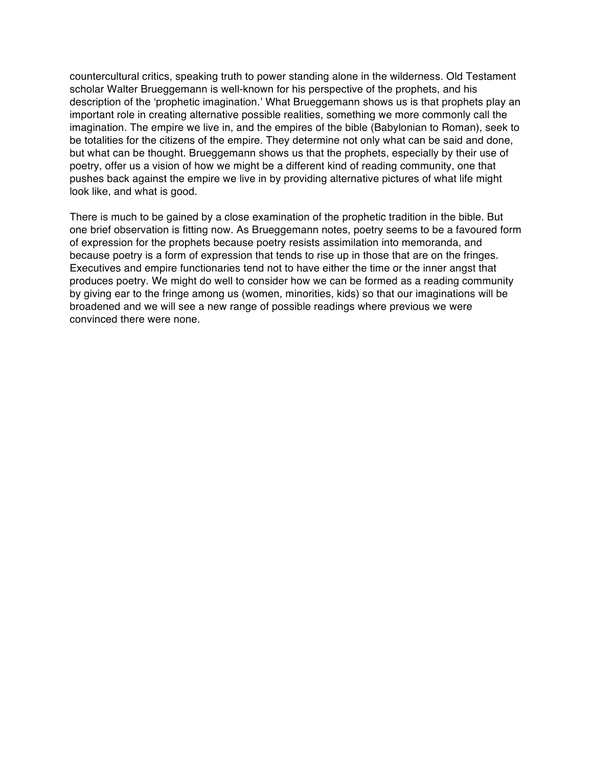countercultural critics, speaking truth to power standing alone in the wilderness. Old Testament scholar Walter Brueggemann is well-known for his perspective of the prophets, and his description of the 'prophetic imagination.' What Brueggemann shows us is that prophets play an important role in creating alternative possible realities, something we more commonly call the imagination. The empire we live in, and the empires of the bible (Babylonian to Roman), seek to be totalities for the citizens of the empire. They determine not only what can be said and done, but what can be thought. Brueggemann shows us that the prophets, especially by their use of poetry, offer us a vision of how we might be a different kind of reading community, one that pushes back against the empire we live in by providing alternative pictures of what life might look like, and what is good.

There is much to be gained by a close examination of the prophetic tradition in the bible. But one brief observation is fitting now. As Brueggemann notes, poetry seems to be a favoured form of expression for the prophets because poetry resists assimilation into memoranda, and because poetry is a form of expression that tends to rise up in those that are on the fringes. Executives and empire functionaries tend not to have either the time or the inner angst that produces poetry. We might do well to consider how we can be formed as a reading community by giving ear to the fringe among us (women, minorities, kids) so that our imaginations will be broadened and we will see a new range of possible readings where previous we were convinced there were none.